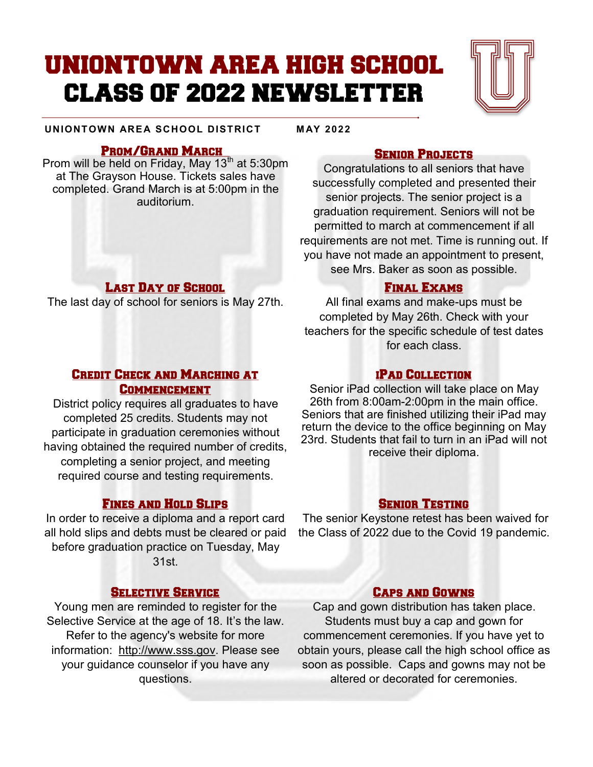# UNIONTOWN AREA HIGH SCHOOL CLASS OF 2022 NEWSLETTER

**UNIONTOWN AREA SCHOOL DISTRICT** **MAY 2022**

## Prom/Grand March

Prom will be held on Friday, May 13th at 5:30pm at The Grayson House. Tickets sales have completed. Grand March is at 5:00pm in the auditorium.

## Last Day of School

The last day of school for seniors is May 27th.

## Credit Check and Marching at Commencement

District policy requires all graduates to have completed 25 credits. Students may not participate in graduation ceremonies without having obtained the required number of credits, completing a senior project, and meeting required course and testing requirements.

## Fines and Hold Slips

In order to receive a diploma and a report card all hold slips and debts must be cleared or paid before graduation practice on Tuesday, May 31st.

## Selective Service

Young men are reminded to register for the Selective Service at the age of 18. It's the law. Refer to the agency's website for more information: http://www.sss.gov. Please see your guidance counselor if you have any questions.

## Senior Projects

Congratulations to all seniors that have successfully completed and presented their senior projects. The senior project is a graduation requirement. Seniors will not be permitted to march at commencement if all requirements are not met. Time is running out. If you have not made an appointment to present, see Mrs. Baker as soon as possible.

## Final Exams

All final exams and make-ups must be completed by May 26th. Check with your teachers for the specific schedule of test dates for each class.

## iPad Collection

Senior iPad collection will take place on May 26th from 8:00am-2:00pm in the main office. Seniors that are finished utilizing their iPad may return the device to the office beginning on May 23rd. Students that fail to turn in an iPad will not receive their diploma.

## Senior Testing

The senior Keystone retest has been waived for the Class of 2022 due to the Covid 19 pandemic.

## Caps and Gowns

Cap and gown distribution has taken place. Students must buy a cap and gown for commencement ceremonies. If you have yet to obtain yours, please call the high school office as soon as possible. Caps and gowns may not be altered or decorated for ceremonies.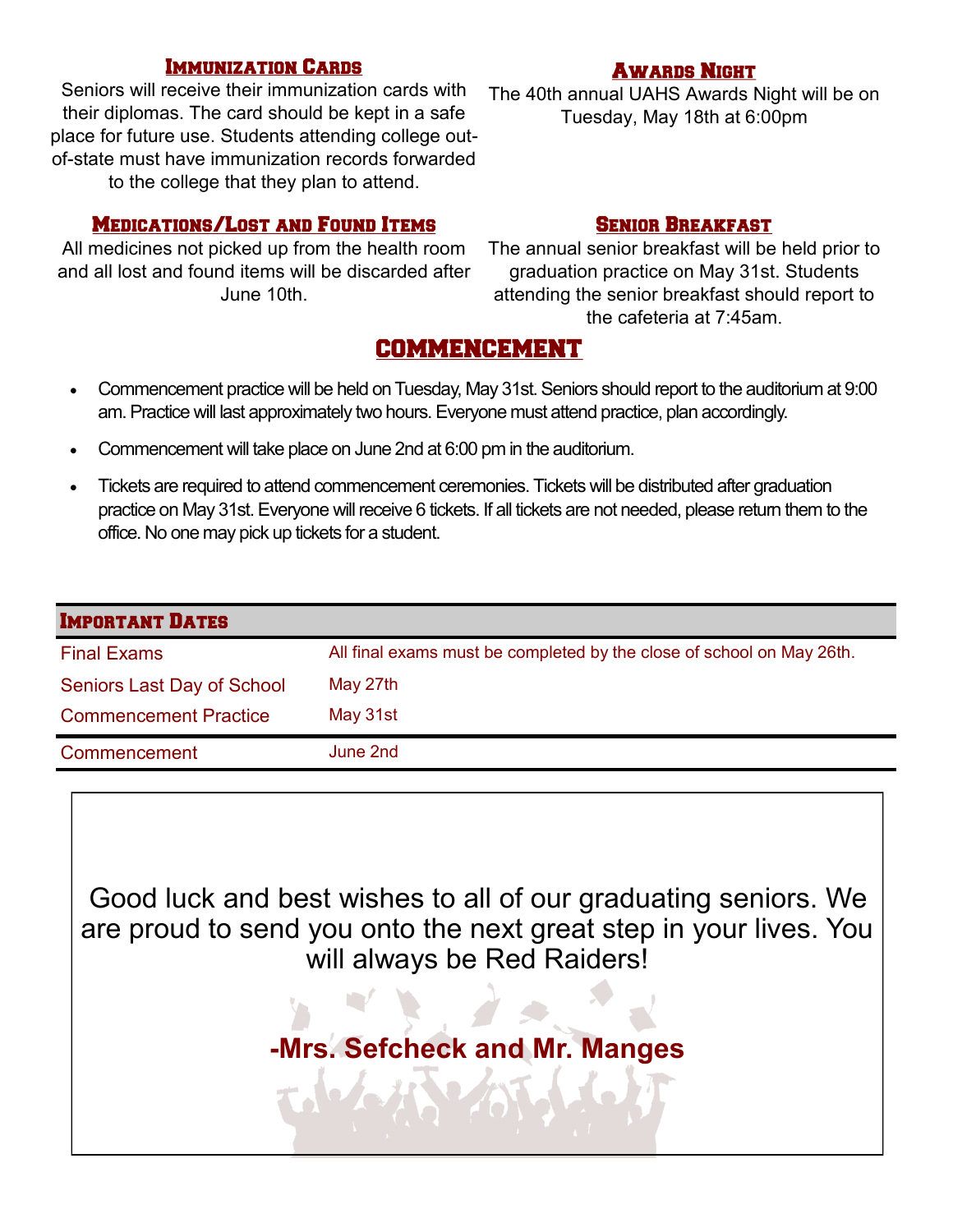## Immunization Cards

Seniors will receive their immunization cards with their diplomas. The card should be kept in a safe place for future use. Students attending college out-of-state must have immunization records forwarded to the college that they plan to attend.

## Medications/Lost and Found Items

All medicines not picked up from the health room and all lost and found items will be discarded after June 10th.

## Awards Night

The 40th annual UAHS Awards Night will be on Tuesday, May 18th at 6:00pm

## Senior Breakfast

The annual senior breakfast will be held prior to graduation practice on May 31st. Students attending the senior breakfast should report to the cafeteria at 7:45am.

## COMMENCEMENT

- Commencement practice will be held on Tuesday, May 31st. Seniors should report to the auditorium at 9:00 am. Practice will last approximately two hours. Everyone must attend practice, plan accordingly.
- Commencement will take place on June 2nd at 6:00 pm in the auditorium.
- Tickets are required to attend commencement ceremonies. Tickets will be distributed after graduation practice on May 31st. Everyone will receive 6 tickets. If all tickets are not needed, please return them to the office. No one may pick up tickets for a student.

## Important Dates

| | |
|---|---|
| Final Exams | All final exams must be completed by the close of school on May 26th. |
| Seniors Last Day of School | May 27th |
| Commencement Practice | May 31st |
| Commencement | June 2nd |

Good luck and best wishes to all of our graduating seniors. We are proud to send you onto the next great step in your lives. You will always be Red Raiders!

**-Mrs. Sefcheck and Mr. Manges**